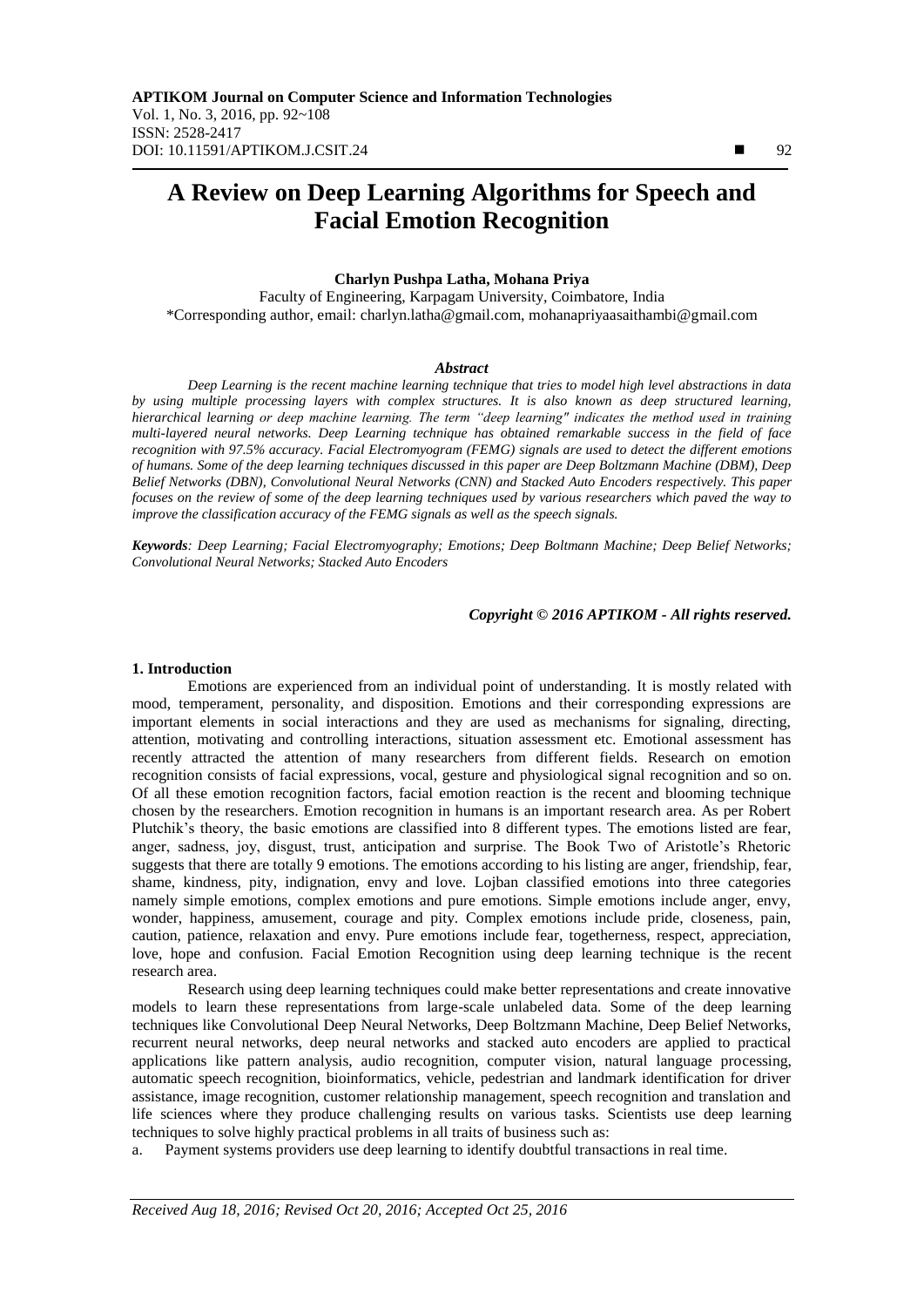# A Review on Deep Learning Algorithms for Speech and Facial Emotion Recognition

**Charlyn Pushpa Latha, Mohana Priya**

Faculty of Engineering, Karpagam University, Coimbatore, India

*Corresponding author, email: charlyn.latha@gmail.com, mohanapriyaasaithambi@gmail.com

### *Abstract*

*Deep Learning is the recent machine learning technique that tries to model high level abstractions in data by using multiple processing layers with complex structures. It is also known as deep structured learning, hierarchical learning or deep machine learning. The term "deep learning" indicates the method used in training multi-layered neural networks. Deep Learning technique has obtained remarkable success in the field of face recognition with 97.5% accuracy. Facial Electromyogram (FEMG) signals are used to detect the different emotions of humans. Some of the deep learning techniques discussed in this paper are Deep Boltzmann Machine (DBM), Deep Belief Networks (DBN), Convolutional Neural Networks (CNN) and Stacked Auto Encoders respectively. This paper focuses on the review of some of the deep learning techniques used by various researchers which paved the way to improve the classification accuracy of the FEMG signals as well as the speech signals.*

***Keywords****: Deep Learning; Facial Electromyography; Emotions; Deep Boltmann Machine; Deep Belief Networks; Convolutional Neural Networks; Stacked Auto Encoders*

***Copyright © 2016 APTIKOM - All rights reserved.***

## 1. Introduction

Emotions are experienced from an individual point of understanding. It is mostly related with mood, temperament, personality, and disposition. Emotions and their corresponding expressions are important elements in social interactions and they are used as mechanisms for signaling, directing, attention, motivating and controlling interactions, situation assessment etc. Emotional assessment has recently attracted the attention of many researchers from different fields. Research on emotion recognition consists of facial expressions, vocal, gesture and physiological signal recognition and so on. Of all these emotion recognition factors, facial emotion reaction is the recent and blooming technique chosen by the researchers. Emotion recognition in humans is an important research area. As per Robert Plutchik's theory, the basic emotions are classified into 8 different types. The emotions listed are fear, anger, sadness, joy, disgust, trust, anticipation and surprise. The Book Two of Aristotle's Rhetoric suggests that there are totally 9 emotions. The emotions according to his listing are anger, friendship, fear, shame, kindness, pity, indignation, envy and love. Lojban classified emotions into three categories namely simple emotions, complex emotions and pure emotions. Simple emotions include anger, envy, wonder, happiness, amusement, courage and pity. Complex emotions include pride, closeness, pain, caution, patience, relaxation and envy. Pure emotions include fear, togetherness, respect, appreciation, love, hope and confusion. Facial Emotion Recognition using deep learning technique is the recent research area.

Research using deep learning techniques could make better representations and create innovative models to learn these representations from large-scale unlabeled data. Some of the deep learning techniques like Convolutional Deep Neural Networks, Deep Boltzmann Machine, Deep Belief Networks, recurrent neural networks, deep neural networks and stacked auto encoders are applied to practical applications like pattern analysis, audio recognition, computer vision, natural language processing, automatic speech recognition, bioinformatics, vehicle, pedestrian and landmark identification for driver assistance, image recognition, customer relationship management, speech recognition and translation and life sciences where they produce challenging results on various tasks. Scientists use deep learning techniques to solve highly practical problems in all traits of business such as:

a. Payment systems providers use deep learning to identify doubtful transactions in real time.

*Received Aug 18, 2016; Revised Oct 20, 2016; Accepted Oct 25, 2016*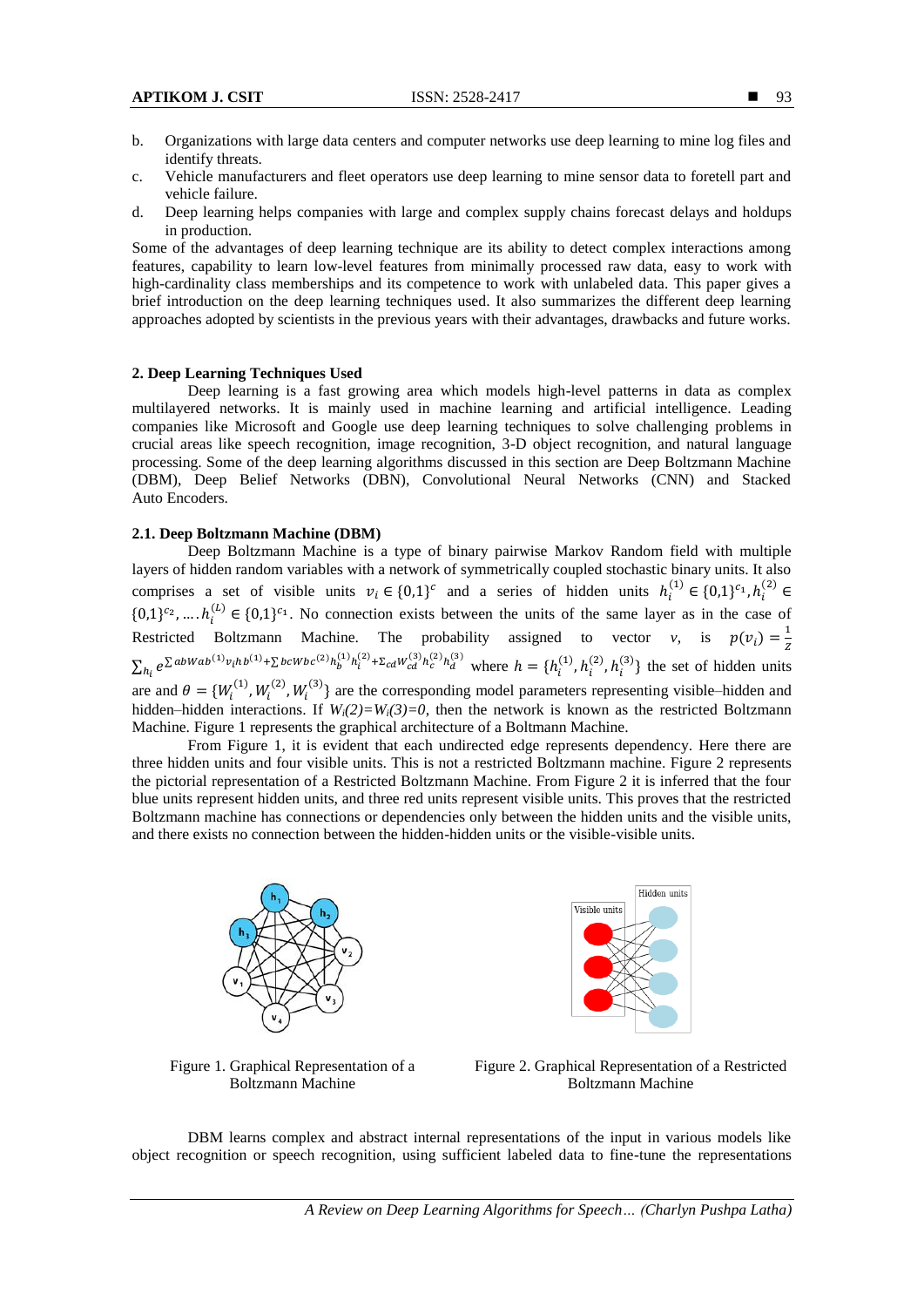b. Organizations with large data centers and computer networks use deep learning to mine log files and identify threats.
c. Vehicle manufacturers and fleet operators use deep learning to mine sensor data to foretell part and vehicle failure.
d. Deep learning helps companies with large and complex supply chains forecast delays and holdups in production.

Some of the advantages of deep learning technique are its ability to detect complex interactions among features, capability to learn low-level features from minimally processed raw data, easy to work with high-cardinality class memberships and its competence to work with unlabeled data. This paper gives a brief introduction on the deep learning techniques used. It also summarizes the different deep learning approaches adopted by scientists in the previous years with their advantages, drawbacks and future works.

## 2. Deep Learning Techniques Used

Deep learning is a fast growing area which models high-level patterns in data as complex multilayered networks. It is mainly used in machine learning and artificial intelligence. Leading companies like Microsoft and Google use deep learning techniques to solve challenging problems in crucial areas like speech recognition, image recognition, 3-D object recognition, and natural language processing. Some of the deep learning algorithms discussed in this section are Deep Boltzmann Machine (DBM), Deep Belief Networks (DBN), Convolutional Neural Networks (CNN) and Stacked Auto Encoders.

### 2.1. Deep Boltzmann Machine (DBM)

Deep Boltzmann Machine is a type of binary pairwise Markov Random field with multiple layers of hidden random variables with a network of symmetrically coupled stochastic binary units. It also comprises a set of visible units $v_i \in \{0,1\}^c$ and a series of hidden units $h_i^{(1)} \in \{0,1\}^{c_1}, h_i^{(2)} \in \{0,1\}^{c_2}, \ldots . h_i^{(L)} \in \{0,1\}^{c_1}$. No connection exists between the units of the same layer as in the case of Restricted Boltzmann Machine. The probability assigned to vector $v$, is $p(v_i) = \frac{1}{z} \sum_{h_i} e^{\sum abWab^{(1)} v_i hb^{(1)} + \sum bcWbc^{(2)} h_b^{(1)} h_i^{(2)} + \sum_{cd} W_{cd}^{(3)} h_c^{(2)} h_d^{(3)}}$ where $h = \{h_i^{(1)}, h_i^{(2)}, h_i^{(3)}\}$ the set of hidden units are and $\theta = \{W_i^{(1)}, W_i^{(2)}, W_i^{(3)}\}$ are the corresponding model parameters representing visible–hidden and hidden–hidden interactions. If $W_i(2)=W_i(3)=0$, then the network is known as the restricted Boltzmann Machine. Figure 1 represents the graphical architecture of a Boltmann Machine.

From Figure 1, it is evident that each undirected edge represents dependency. Here there are three hidden units and four visible units. This is not a restricted Boltzmann machine. Figure 2 represents the pictorial representation of a Restricted Boltzmann Machine. From Figure 2 it is inferred that the four blue units represent hidden units, and three red units represent visible units. This proves that the restricted Boltzmann machine has connections or dependencies only between the hidden units and the visible units, and there exists no connection between the hidden-hidden units or the visible-visible units.

Figure 1. Graphical Representation of a Boltzmann Machine

Figure 2. Graphical Representation of a Restricted Boltzmann Machine

DBM learns complex and abstract internal representations of the input in various models like object recognition or speech recognition, using sufficient labeled data to fine-tune the representations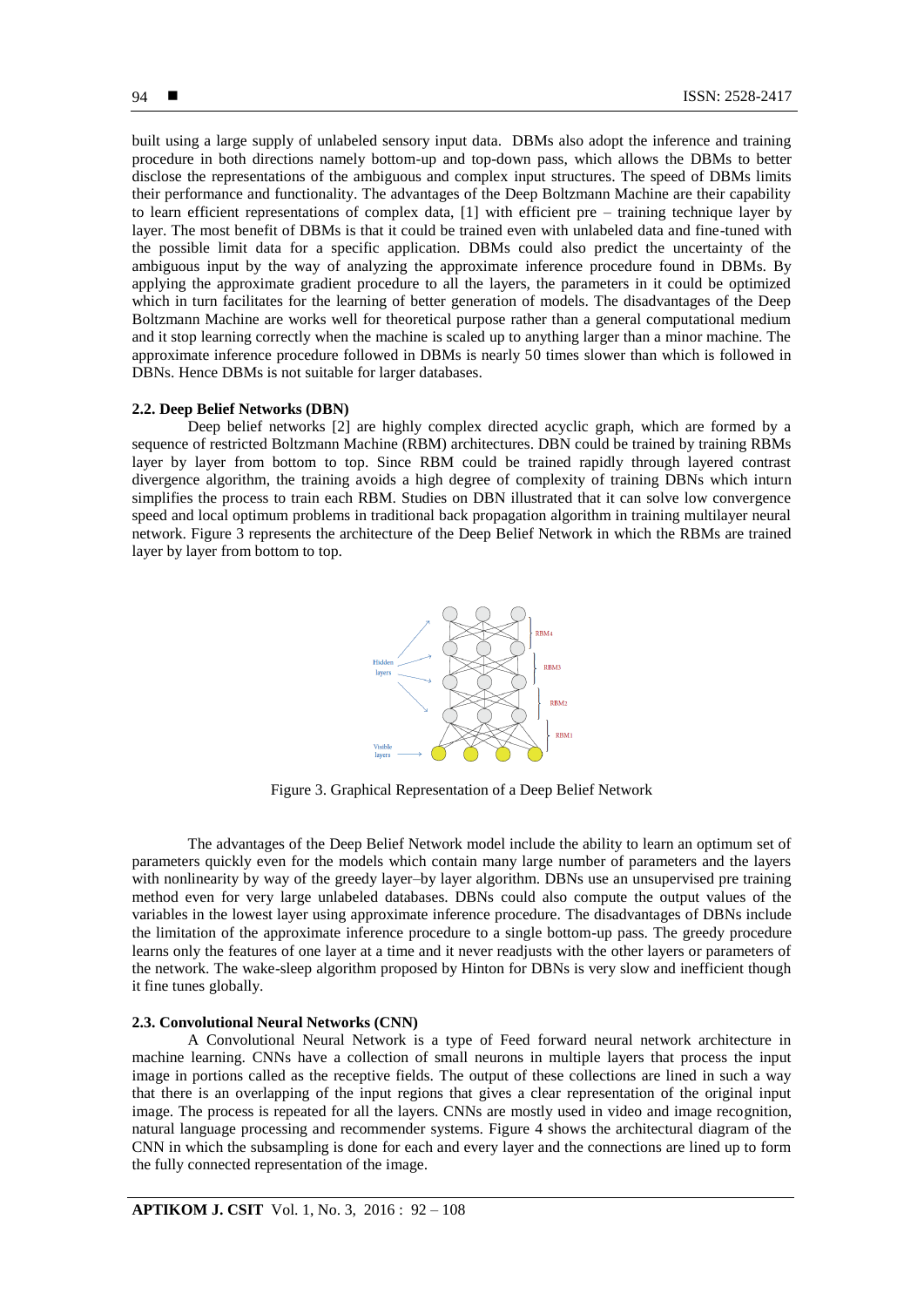built using a large supply of unlabeled sensory input data. DBMs also adopt the inference and training procedure in both directions namely bottom-up and top-down pass, which allows the DBMs to better disclose the representations of the ambiguous and complex input structures. The speed of DBMs limits their performance and functionality. The advantages of the Deep Boltzmann Machine are their capability to learn efficient representations of complex data, [1] with efficient pre – training technique layer by layer. The most benefit of DBMs is that it could be trained even with unlabeled data and fine-tuned with the possible limit data for a specific application. DBMs could also predict the uncertainty of the ambiguous input by the way of analyzing the approximate inference procedure found in DBMs. By applying the approximate gradient procedure to all the layers, the parameters in it could be optimized which in turn facilitates for the learning of better generation of models. The disadvantages of the Deep Boltzmann Machine are works well for theoretical purpose rather than a general computational medium and it stop learning correctly when the machine is scaled up to anything larger than a minor machine. The approximate inference procedure followed in DBMs is nearly 50 times slower than which is followed in DBNs. Hence DBMs is not suitable for larger databases.

### 2.2. Deep Belief Networks (DBN)

Deep belief networks [2] are highly complex directed acyclic graph, which are formed by a sequence of restricted Boltzmann Machine (RBM) architectures. DBN could be trained by training RBMs layer by layer from bottom to top. Since RBM could be trained rapidly through layered contrast divergence algorithm, the training avoids a high degree of complexity of training DBNs which inturn simplifies the process to train each RBM. Studies on DBN illustrated that it can solve low convergence speed and local optimum problems in traditional back propagation algorithm in training multilayer neural network. Figure 3 represents the architecture of the Deep Belief Network in which the RBMs are trained layer by layer from bottom to top.

Figure 3. Graphical Representation of a Deep Belief Network

The advantages of the Deep Belief Network model include the ability to learn an optimum set of parameters quickly even for the models which contain many large number of parameters and the layers with nonlinearity by way of the greedy layer–by layer algorithm. DBNs use an unsupervised pre training method even for very large unlabeled databases. DBNs could also compute the output values of the variables in the lowest layer using approximate inference procedure. The disadvantages of DBNs include the limitation of the approximate inference procedure to a single bottom-up pass. The greedy procedure learns only the features of one layer at a time and it never readjusts with the other layers or parameters of the network. The wake-sleep algorithm proposed by Hinton for DBNs is very slow and inefficient though it fine tunes globally.

### 2.3. Convolutional Neural Networks (CNN)

A Convolutional Neural Network is a type of Feed forward neural network architecture in machine learning. CNNs have a collection of small neurons in multiple layers that process the input image in portions called as the receptive fields. The output of these collections are lined in such a way that there is an overlapping of the input regions that gives a clear representation of the original input image. The process is repeated for all the layers. CNNs are mostly used in video and image recognition, natural language processing and recommender systems. Figure 4 shows the architectural diagram of the CNN in which the subsampling is done for each and every layer and the connections are lined up to form the fully connected representation of the image.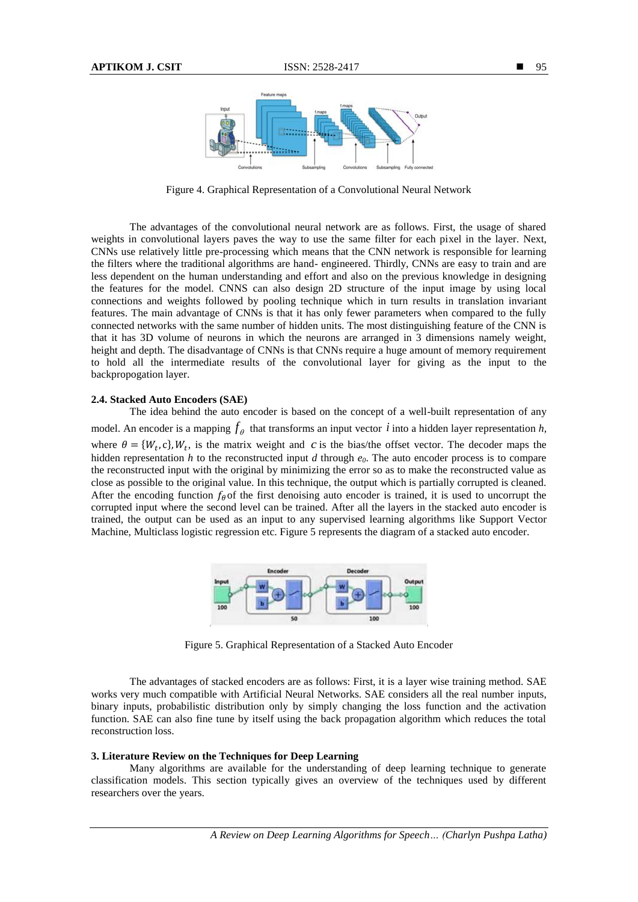Figure 4. Graphical Representation of a Convolutional Neural Network

The advantages of the convolutional neural network are as follows. First, the usage of shared weights in convolutional layers paves the way to use the same filter for each pixel in the layer. Next, CNNs use relatively little pre-processing which means that the CNN network is responsible for learning the filters where the traditional algorithms are hand- engineered. Thirdly, CNNs are easy to train and are less dependent on the human understanding and effort and also on the previous knowledge in designing the features for the model. CNNS can also design 2D structure of the input image by using local connections and weights followed by pooling technique which in turn results in translation invariant features. The main advantage of CNNs is that it has only fewer parameters when compared to the fully connected networks with the same number of hidden units. The most distinguishing feature of the CNN is that it has 3D volume of neurons in which the neurons are arranged in 3 dimensions namely weight, height and depth. The disadvantage of CNNs is that CNNs require a huge amount of memory requirement to hold all the intermediate results of the convolutional layer for giving as the input to the backpropogation layer.

### 2.4. Stacked Auto Encoders (SAE)

The idea behind the auto encoder is based on the concept of a well-built representation of any model. An encoder is a mapping $f_\theta$ that transforms an input vector $i$ into a hidden layer representation $h$, where $\theta = \{W_t, c\}, W_t$, is the matrix weight and $c$ is the bias/the offset vector. The decoder maps the hidden representation $h$ to the reconstructed input $d$ through $e_\theta$. The auto encoder process is to compare the reconstructed input with the original by minimizing the error so as to make the reconstructed value as close as possible to the original value. In this technique, the output which is partially corrupted is cleaned. After the encoding function $f_\theta$ of the first denoising auto encoder is trained, it is used to uncorrupt the corrupted input where the second level can be trained. After all the layers in the stacked auto encoder is trained, the output can be used as an input to any supervised learning algorithms like Support Vector Machine, Multiclass logistic regression etc. Figure 5 represents the diagram of a stacked auto encoder.

Figure 5. Graphical Representation of a Stacked Auto Encoder

The advantages of stacked encoders are as follows: First, it is a layer wise training method. SAE works very much compatible with Artificial Neural Networks. SAE considers all the real number inputs, binary inputs, probabilistic distribution only by simply changing the loss function and the activation function. SAE can also fine tune by itself using the back propagation algorithm which reduces the total reconstruction loss.

## 3. Literature Review on the Techniques for Deep Learning

Many algorithms are available for the understanding of deep learning technique to generate classification models. This section typically gives an overview of the techniques used by different researchers over the years.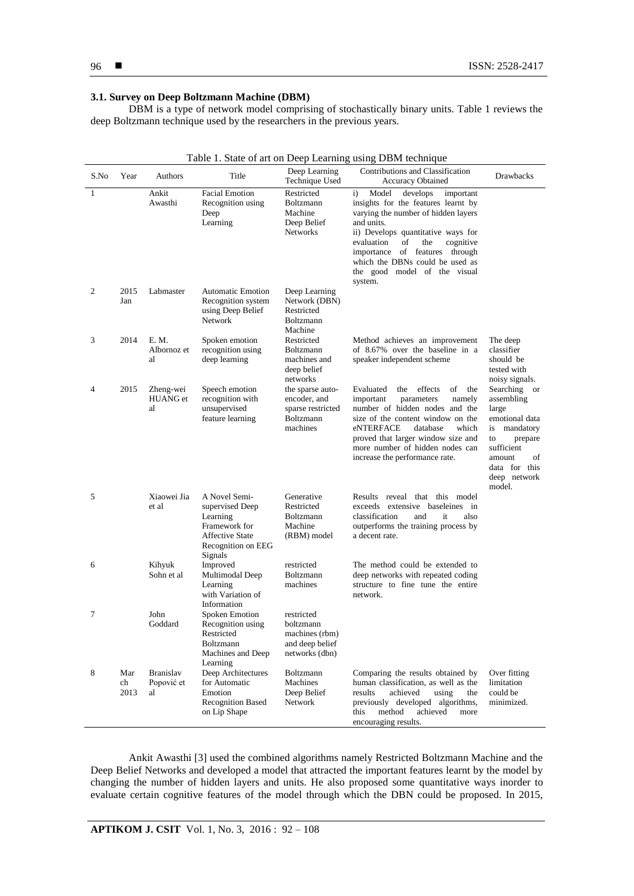### 3.1. Survey on Deep Boltzmann Machine (DBM)

DBM is a type of network model comprising of stochastically binary units. Table 1 reviews the deep Boltzmann technique used by the researchers in the previous years.

Table 1. State of art on Deep Learning using DBM technique

| S.No | Year | Authors | Title | Deep Learning Technique Used | Contributions and Classification Accuracy Obtained | Drawbacks |
|---|---|---|---|---|---|---|
| 1 | | Ankit Awasthi | Facial Emotion Recognition using Deep Learning | Restricted Boltzmann Machine Deep Belief Networks | i) Model develops important insights for the features learnt by varying the number of hidden layers and units. ii) Develops quantitative ways for evaluation of the cognitive importance of features through which the DBNs could be used as the good model of the visual system. | |
| 2 | 2015 Jan | Labmaster | Automatic Emotion Recognition system using Deep Belief Network | Deep Learning Network (DBN) Restricted Boltzmann Machine | | |
| 3 | 2014 | E. M. Albornoz et al | Spoken emotion recognition using deep learning | Restricted Boltzmann machines and deep belief networks | Method achieves an improvement of 8.67% over the baseline in a speaker independent scheme | The deep classifier should be tested with noisy signals. |
| 4 | 2015 | Zheng-wei HUANG et al | Speech emotion recognition with unsupervised feature learning | the sparse auto-encoder, and sparse restricted Boltzmann machines | Evaluated the effects of the important parameters namely number of hidden nodes and the size of the content window on the eNTERFACE database which proved that larger window size and more number of hidden nodes can increase the performance rate. | Searching or assembling large emotional data is mandatory to prepare sufficient amount of data for this deep network model. |
| 5 | | Xiaowei Jia et al | A Novel Semi-supervised Deep Learning Framework for Affective State Recognition on EEG Signals | Generative Restricted Boltzmann Machine (RBM) model | Results reveal that this model exceeds extensive baseleines in classification and it also outperforms the training process by a decent rate. | |
| 6 | | Kihyuk Sohn et al | Improved Multimodal Deep Learning with Variation of Information | restricted Boltzmann machines | The method could be extended to deep networks with repeated coding structure to fine tune the entire network. | |
| 7 | | John Goddard | Spoken Emotion Recognition using Restricted Boltzmann Machines and Deep Learning | restricted boltzmann machines (rbm) and deep belief networks (dbn) | | |
| 8 | Mar ch 2013 | Branislav Popović et al | Deep Architectures for Automatic Emotion Recognition Based on Lip Shape | Boltzmann Machines Deep Belief Network | Comparing the results obtained by human classification, as well as the results achieved using the previously developed algorithms, this method achieved more encouraging results. | Over fitting limitation could be minimized. |

Ankit Awasthi [3] used the combined algorithms namely Restricted Boltzmann Machine and the Deep Belief Networks and developed a model that attracted the important features learnt by the model by changing the number of hidden layers and units. He also proposed some quantitative ways inorder to evaluate certain cognitive features of the model through which the DBN could be proposed. In 2015,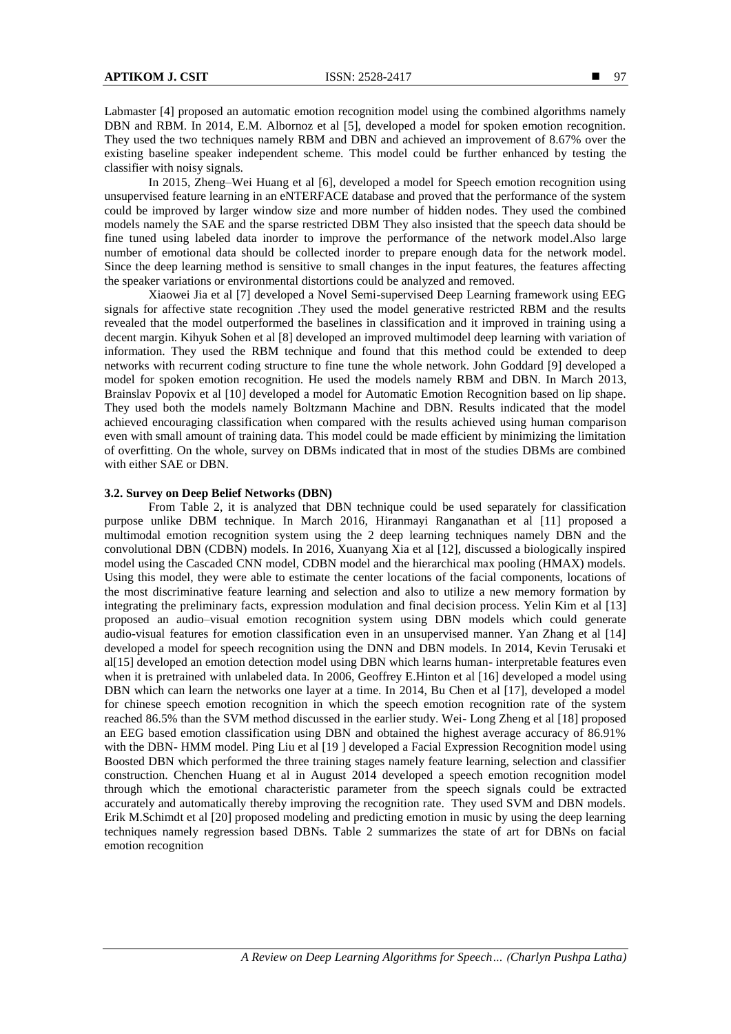Labmaster [4] proposed an automatic emotion recognition model using the combined algorithms namely DBN and RBM. In 2014, E.M. Albornoz et al [5], developed a model for spoken emotion recognition. They used the two techniques namely RBM and DBN and achieved an improvement of 8.67% over the existing baseline speaker independent scheme. This model could be further enhanced by testing the classifier with noisy signals.

In 2015, Zheng–Wei Huang et al [6], developed a model for Speech emotion recognition using unsupervised feature learning in an eNTERFACE database and proved that the performance of the system could be improved by larger window size and more number of hidden nodes. They used the combined models namely the SAE and the sparse restricted DBM They also insisted that the speech data should be fine tuned using labeled data inorder to improve the performance of the network model.Also large number of emotional data should be collected inorder to prepare enough data for the network model. Since the deep learning method is sensitive to small changes in the input features, the features affecting the speaker variations or environmental distortions could be analyzed and removed.

Xiaowei Jia et al [7] developed a Novel Semi-supervised Deep Learning framework using EEG signals for affective state recognition .They used the model generative restricted RBM and the results revealed that the model outperformed the baselines in classification and it improved in training using a decent margin. Kihyuk Sohen et al [8] developed an improved multimodel deep learning with variation of information. They used the RBM technique and found that this method could be extended to deep networks with recurrent coding structure to fine tune the whole network. John Goddard [9] developed a model for spoken emotion recognition. He used the models namely RBM and DBN. In March 2013, Brainslav Popovix et al [10] developed a model for Automatic Emotion Recognition based on lip shape. They used both the models namely Boltzmann Machine and DBN. Results indicated that the model achieved encouraging classification when compared with the results achieved using human comparison even with small amount of training data. This model could be made efficient by minimizing the limitation of overfitting. On the whole, survey on DBMs indicated that in most of the studies DBMs are combined with either SAE or DBN.

### 3.2. Survey on Deep Belief Networks (DBN)

From Table 2, it is analyzed that DBN technique could be used separately for classification purpose unlike DBM technique. In March 2016, Hiranmayi Ranganathan et al [11] proposed a multimodal emotion recognition system using the 2 deep learning techniques namely DBN and the convolutional DBN (CDBN) models. In 2016, Xuanyang Xia et al [12], discussed a biologically inspired model using the Cascaded CNN model, CDBN model and the hierarchical max pooling (HMAX) models. Using this model, they were able to estimate the center locations of the facial components, locations of the most discriminative feature learning and selection and also to utilize a new memory formation by integrating the preliminary facts, expression modulation and final decision process. Yelin Kim et al [13] proposed an audio–visual emotion recognition system using DBN models which could generate audio-visual features for emotion classification even in an unsupervised manner. Yan Zhang et al [14] developed a model for speech recognition using the DNN and DBN models. In 2014, Kevin Terusaki et al[15] developed an emotion detection model using DBN which learns human- interpretable features even when it is pretrained with unlabeled data. In 2006, Geoffrey E.Hinton et al [16] developed a model using DBN which can learn the networks one layer at a time. In 2014, Bu Chen et al [17], developed a model for chinese speech emotion recognition in which the speech emotion recognition rate of the system reached 86.5% than the SVM method discussed in the earlier study. Wei- Long Zheng et al [18] proposed an EEG based emotion classification using DBN and obtained the highest average accuracy of 86.91% with the DBN- HMM model. Ping Liu et al [19 ] developed a Facial Expression Recognition model using Boosted DBN which performed the three training stages namely feature learning, selection and classifier construction. Chenchen Huang et al in August 2014 developed a speech emotion recognition model through which the emotional characteristic parameter from the speech signals could be extracted accurately and automatically thereby improving the recognition rate. They used SVM and DBN models. Erik M.Schimdt et al [20] proposed modeling and predicting emotion in music by using the deep learning techniques namely regression based DBNs. Table 2 summarizes the state of art for DBNs on facial emotion recognition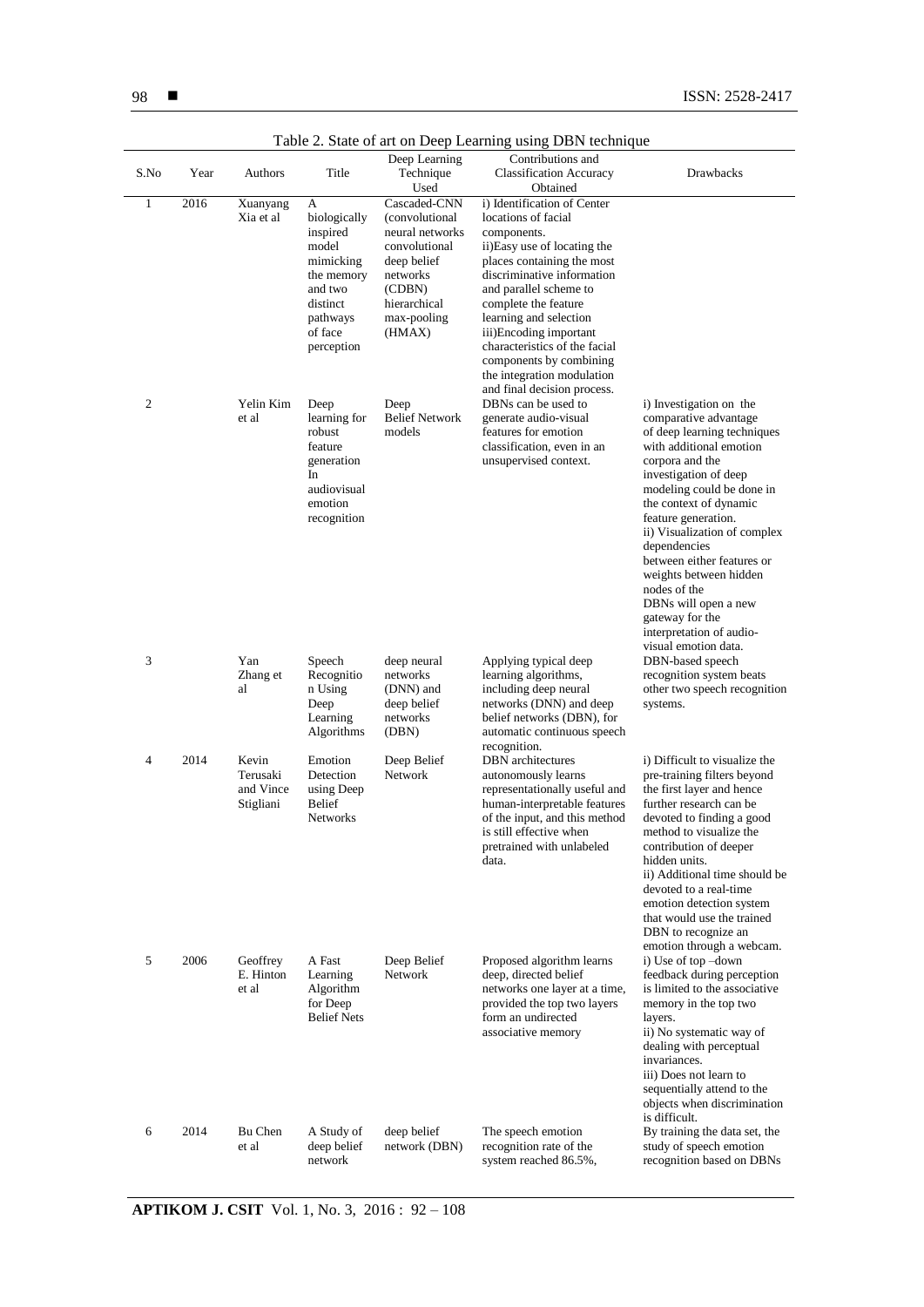Table 2. State of art on Deep Learning using DBN technique

| S.No | Year | Authors | Title | Deep Learning Technique Used | Contributions and Classification Accuracy Obtained | Drawbacks |
|---|---|---|---|---|---|---|
| 1 | 2016 | Xuanyang Xia et al | A biologically inspired model mimicking the memory and two distinct pathways of face perception | Cascaded-CNN (convolutional neural networks convolutional deep belief networks (CDBN) hierarchical max-pooling (HMAX) | i) Identification of Center locations of facial components. ii)Easy use of locating the places containing the most discriminative information and parallel scheme to complete the feature learning and selection iii)Encoding important characteristics of the facial components by combining the integration modulation and final decision process. | |
| 2 | | Yelin Kim et al | Deep learning for robust feature generation In audiovisual emotion recognition | Deep Belief Network models | DBNs can be used to generate audio-visual features for emotion classification, even in an unsupervised context. | i) Investigation on the comparative advantage of deep learning techniques with additional emotion corpora and the investigation of deep modeling could be done in the context of dynamic feature generation. ii) Visualization of complex dependencies between either features or weights between hidden nodes of the DBNs will open a new gateway for the interpretation of audio-visual emotion data. |
| 3 | | Yan Zhang et al | Speech Recognition Using Deep Learning Algorithms | deep neural networks (DNN) and deep belief networks (DBN) | Applying typical deep learning algorithms, including deep neural networks (DNN) and deep belief networks (DBN), for automatic continuous speech recognition. | DBN-based speech recognition system beats other two speech recognition systems. |
| 4 | 2014 | Kevin Terusaki and Vince Stigliani | Emotion Detection using Deep Belief Networks | Deep Belief Network | DBN architectures autonomously learns representationally useful and human-interpretable features of the input, and this method is still effective when pretrained with unlabeled data. | i) Difficult to visualize the pre-training filters beyond the first layer and hence further research can be devoted to finding a good method to visualize the contribution of deeper hidden units. ii) Additional time should be devoted to a real-time emotion detection system that would use the trained DBN to recognize an emotion through a webcam. |
| 5 | 2006 | Geoffrey E. Hinton et al | A Fast Learning Algorithm for Deep Belief Nets | Deep Belief Network | Proposed algorithm learns deep, directed belief networks one layer at a time, provided the top two layers form an undirected associative memory | i) Use of top –down feedback during perception is limited to the associative memory in the top two layers. ii) No systematic way of dealing with perceptual invariances. iii) Does not learn to sequentially attend to the objects when discrimination is difficult. |
| 6 | 2014 | Bu Chen et al | A Study of deep belief network | deep belief network (DBN) | The speech emotion recognition rate of the system reached 86.5%, | By training the data set, the study of speech emotion recognition based on DBNs |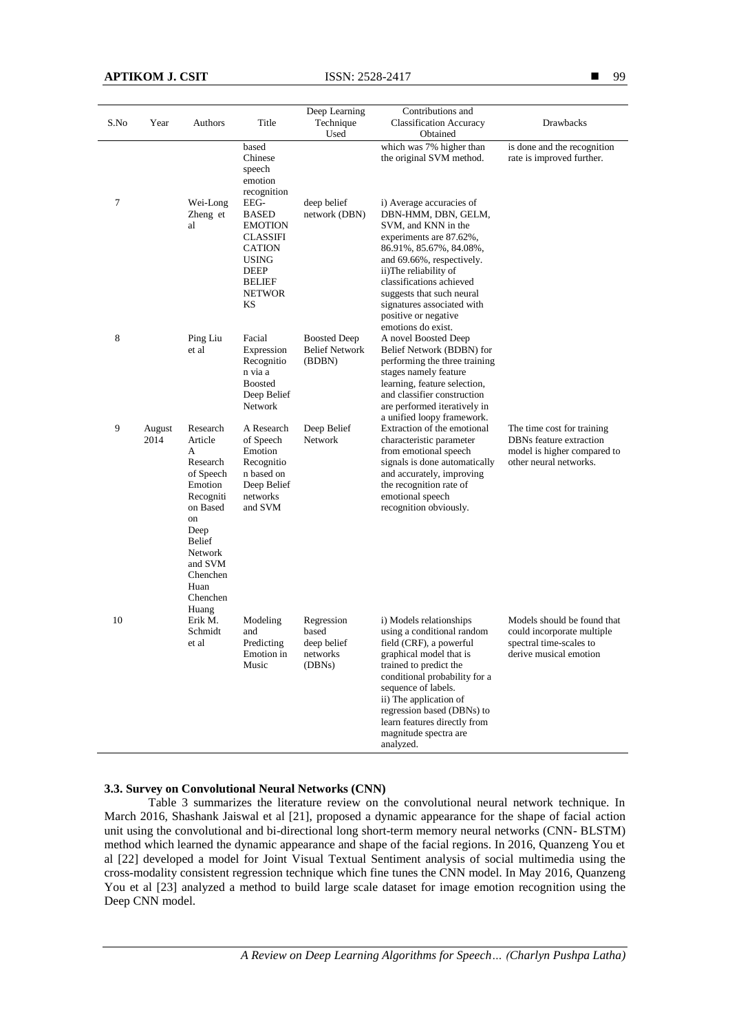| S.No | Year | Authors | Title | Deep Learning Technique Used | Contributions and Classification Accuracy Obtained | Drawbacks |
|---|---|---|---|---|---|---|
| | | | based Chinese speech emotion recognition | | which was 7% higher than the original SVM method. | is done and the recognition rate is improved further. |
| 7 | | Wei-Long Zheng et al | EEG-BASED EMOTION CLASSIFICATION USING DEEP BELIEF NETWORKS | deep belief network (DBN) | i) Average accuracies of DBN-HMM, DBN, GELM, SVM, and KNN in the experiments are 87.62%, 86.91%, 85.67%, 84.08%, and 69.66%, respectively. ii)The reliability of classifications achieved suggests that such neural signatures associated with positive or negative emotions do exist. | |
| 8 | | Ping Liu et al | Facial Expression Recognition via a Boosted Deep Belief Network | Boosted Deep Belief Network (BDBN) | A novel Boosted Deep Belief Network (BDBN) for performing the three training stages namely feature learning, feature selection, and classifier construction are performed iteratively in a unified loopy framework. | |
| 9 | August 2014 | Research Article A Research of Speech Emotion Recognition Based on Deep Belief Network and SVM Chenchen Huan Chenchen Huang | A Research of Speech Emotion Recognition based on Deep Belief networks and SVM | Deep Belief Network | Extraction of the emotional characteristic parameter from emotional speech signals is done automatically and accurately, improving the recognition rate of emotional speech recognition obviously. | The time cost for training DBNs feature extraction model is higher compared to other neural networks. |
| 10 | | Erik M. Schmidt et al | Modeling and Predicting Emotion in Music | Regression based deep belief networks (DBNs) | i) Models relationships using a conditional random field (CRF), a powerful graphical model that is trained to predict the conditional probability for a sequence of labels. ii) The application of regression based (DBNs) to learn features directly from magnitude spectra are analyzed. | Models should be found that could incorporate multiple spectral time-scales to derive musical emotion |

### 3.3. Survey on Convolutional Neural Networks (CNN)

Table 3 summarizes the literature review on the convolutional neural network technique. In March 2016, Shashank Jaiswal et al [21], proposed a dynamic appearance for the shape of facial action unit using the convolutional and bi-directional long short-term memory neural networks (CNN- BLSTM) method which learned the dynamic appearance and shape of the facial regions. In 2016, Quanzeng You et al [22] developed a model for Joint Visual Textual Sentiment analysis of social multimedia using the cross-modality consistent regression technique which fine tunes the CNN model. In May 2016, Quanzeng You et al [23] analyzed a method to build large scale dataset for image emotion recognition using the Deep CNN model.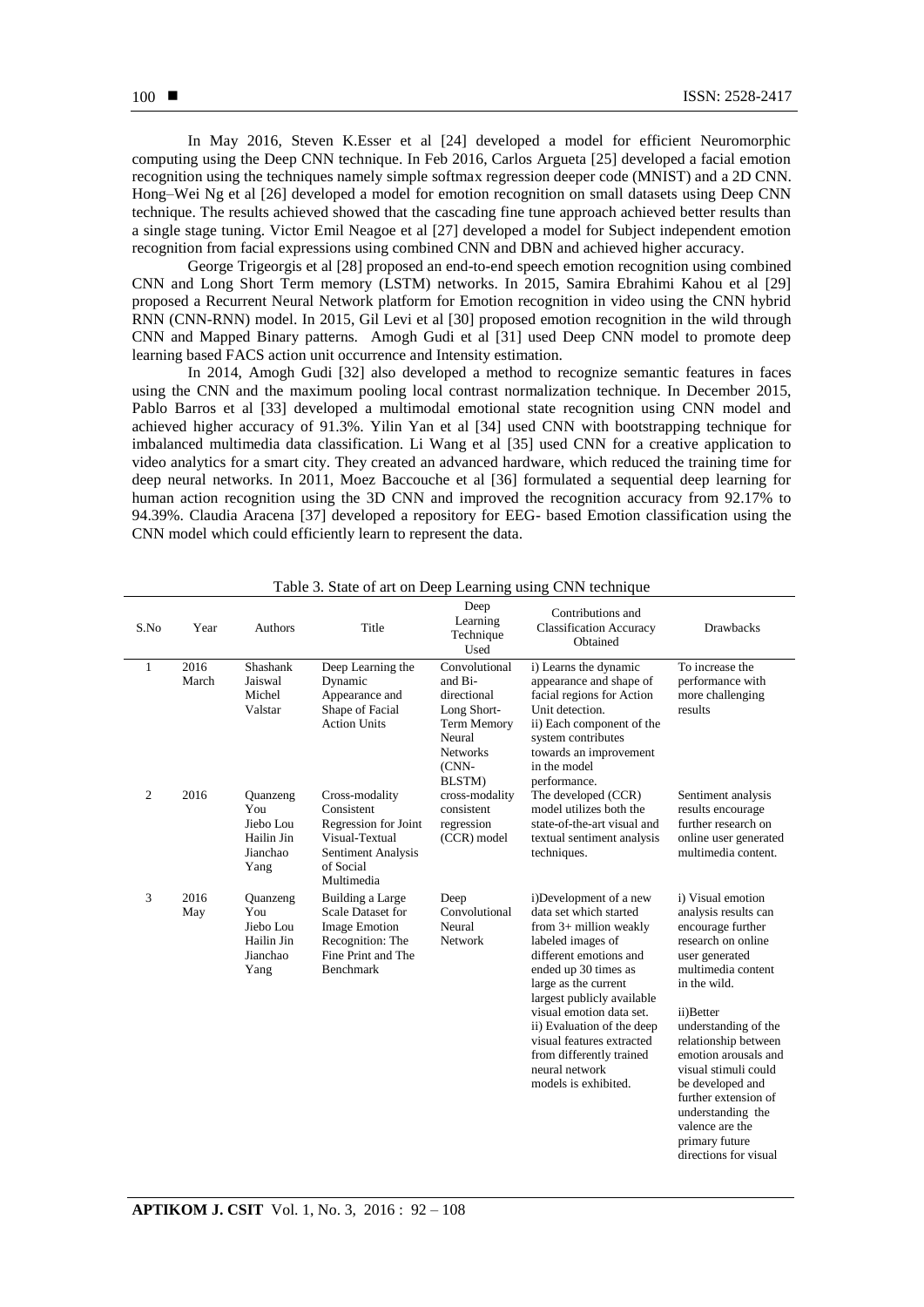In May 2016, Steven K.Esser et al [24] developed a model for efficient Neuromorphic computing using the Deep CNN technique. In Feb 2016, Carlos Argueta [25] developed a facial emotion recognition using the techniques namely simple softmax regression deeper code (MNIST) and a 2D CNN. Hong–Wei Ng et al [26] developed a model for emotion recognition on small datasets using Deep CNN technique. The results achieved showed that the cascading fine tune approach achieved better results than a single stage tuning. Victor Emil Neagoe et al [27] developed a model for Subject independent emotion recognition from facial expressions using combined CNN and DBN and achieved higher accuracy.

George Trigeorgis et al [28] proposed an end-to-end speech emotion recognition using combined CNN and Long Short Term memory (LSTM) networks. In 2015, Samira Ebrahimi Kahou et al [29] proposed a Recurrent Neural Network platform for Emotion recognition in video using the CNN hybrid RNN (CNN-RNN) model. In 2015, Gil Levi et al [30] proposed emotion recognition in the wild through CNN and Mapped Binary patterns. Amogh Gudi et al [31] used Deep CNN model to promote deep learning based FACS action unit occurrence and Intensity estimation.

In 2014, Amogh Gudi [32] also developed a method to recognize semantic features in faces using the CNN and the maximum pooling local contrast normalization technique. In December 2015, Pablo Barros et al [33] developed a multimodal emotional state recognition using CNN model and achieved higher accuracy of 91.3%. Yilin Yan et al [34] used CNN with bootstrapping technique for imbalanced multimedia data classification. Li Wang et al [35] used CNN for a creative application to video analytics for a smart city. They created an advanced hardware, which reduced the training time for deep neural networks. In 2011, Moez Baccouche et al [36] formulated a sequential deep learning for human action recognition using the 3D CNN and improved the recognition accuracy from 92.17% to 94.39%. Claudia Aracena [37] developed a repository for EEG- based Emotion classification using the CNN model which could efficiently learn to represent the data.

Table 3. State of art on Deep Learning using CNN technique

| S.No | Year | Authors | Title | Deep Learning Technique Used | Contributions and Classification Accuracy Obtained | Drawbacks |
|---|---|---|---|---|---|---|
| 1 | 2016 March | Shashank Jaiswal Michel Valstar | Deep Learning the Dynamic Appearance and Shape of Facial Action Units | Convolutional and Bi-directional Long Short-Term Memory Neural Networks (CNN-BLSTM) | i) Learns the dynamic appearance and shape of facial regions for Action Unit detection. ii) Each component of the system contributes towards an improvement in the model performance. | To increase the performance with more challenging results |
| 2 | 2016 | Quanzeng You Jiebo Lou Hailin Jin Jianchao Yang | Cross-modality Consistent Regression for Joint Visual-Textual Sentiment Analysis of Social Multimedia | cross-modality consistent regression (CCR) model | The developed (CCR) model utilizes both the state-of-the-art visual and textual sentiment analysis techniques. | Sentiment analysis results encourage further research on online user generated multimedia content. |
| 3 | 2016 May | Quanzeng You Jiebo Lou Hailin Jin Jianchao Yang | Building a Large Scale Dataset for Image Emotion Recognition: The Fine Print and The Benchmark | Deep Convolutional Neural Network | i)Development of a new data set which started from 3+ million weakly labeled images of different emotions and ended up 30 times as large as the current largest publicly available visual emotion data set. ii) Evaluation of the deep visual features extracted from differently trained neural network models is exhibited. | i) Visual emotion analysis results can encourage further research on online user generated multimedia content in the wild. ii)Better understanding of the relationship between emotion arousals and visual stimuli could be developed and further extension of understanding the valence are the primary future directions for visual |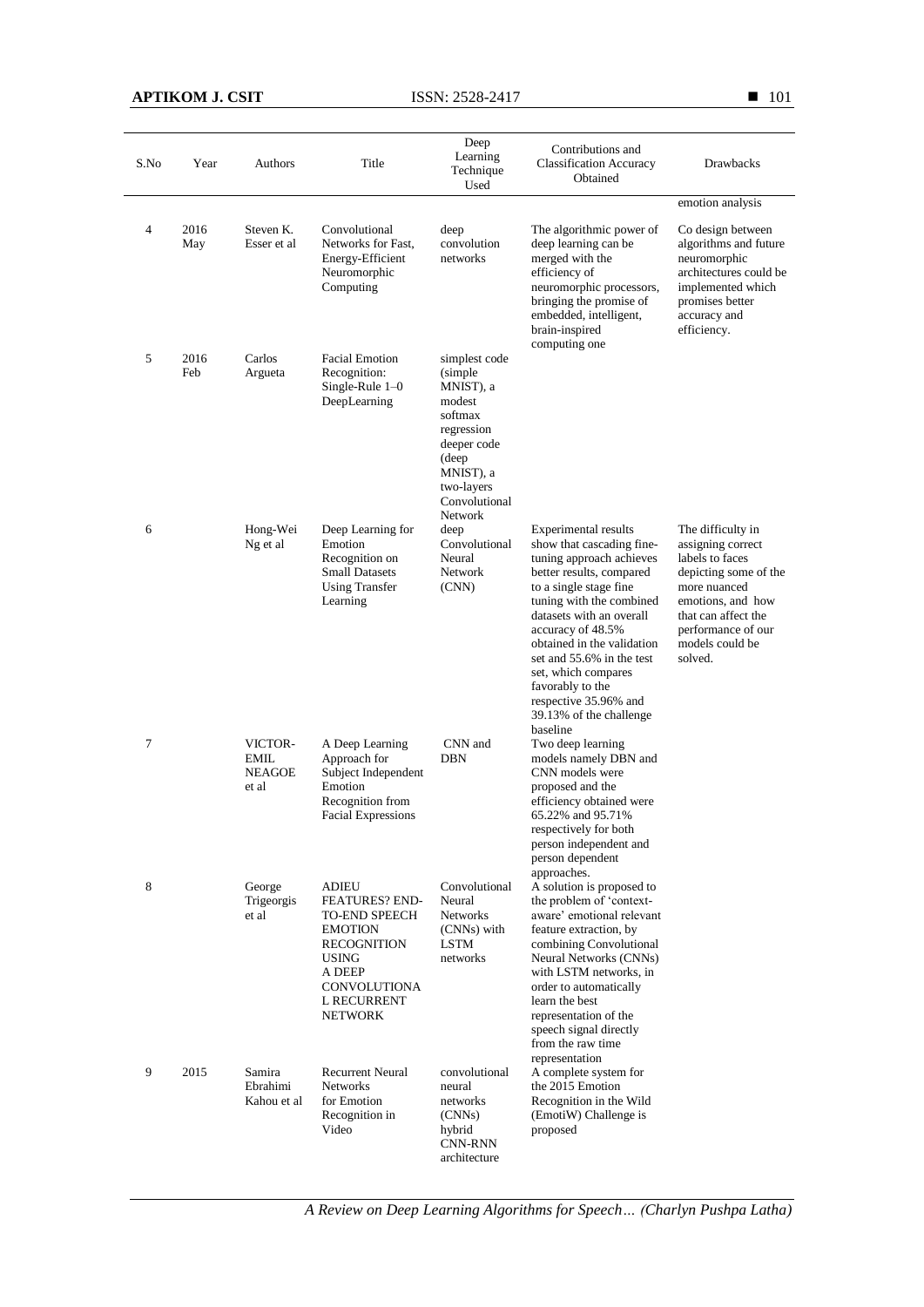| S.No | Year | Authors | Title | Deep Learning Technique Used | Contributions and Classification Accuracy Obtained | Drawbacks |
|---|---|---|---|---|---|---|
| | | | | | | emotion analysis |
| 4 | 2016 May | Steven K. Esser et al | Convolutional Networks for Fast, Energy-Efficient Neuromorphic Computing | deep convolution networks | The algorithmic power of deep learning can be merged with the efficiency of neuromorphic processors, bringing the promise of embedded, intelligent, brain-inspired computing one | Co design between algorithms and future neuromorphic architectures could be implemented which promises better accuracy and efficiency. |
| 5 | 2016 Feb | Carlos Argueta | Facial Emotion Recognition: Single-Rule 1–0 DeepLearning | simplest code (simple MNIST), a modest softmax regression deeper code (deep MNIST), a two-layers Convolutional Network | | |
| 6 | | Hong-Wei Ng et al | Deep Learning for Emotion Recognition on Small Datasets Using Transfer Learning | deep Convolutional Neural Network (CNN) | Experimental results show that cascading fine-tuning approach achieves better results, compared to a single stage fine tuning with the combined datasets with an overall accuracy of 48.5% obtained in the validation set and 55.6% in the test set, which compares favorably to the respective 35.96% and 39.13% of the challenge baseline | The difficulty in assigning correct labels to faces depicting some of the more nuanced emotions, and how that can affect the performance of our models could be solved. |
| 7 | | VICTOR-EMIL NEAGOE et al | A Deep Learning Approach for Subject Independent Emotion Recognition from Facial Expressions | CNN and DBN | Two deep learning models namely DBN and CNN models were proposed and the efficiency obtained were 65.22% and 95.71% respectively for both person independent and person dependent approaches. | |
| 8 | | George Trigeorgis et al | ADIEU FEATURES? END-TO-END SPEECH EMOTION RECOGNITION USING A DEEP CONVOLUTIONAL RECURRENT NETWORK | Convolutional Neural Networks (CNNs) with LSTM networks | A solution is proposed to the problem of 'context-aware' emotional relevant feature extraction, by combining Convolutional Neural Networks (CNNs) with LSTM networks, in order to automatically learn the best representation of the speech signal directly from the raw time representation | |
| 9 | 2015 | Samira Ebrahimi Kahou et al | Recurrent Neural Networks for Emotion Recognition in Video | convolutional neural networks (CNNs) hybrid CNN-RNN architecture | A complete system for the 2015 Emotion Recognition in the Wild (EmotiW) Challenge is proposed | |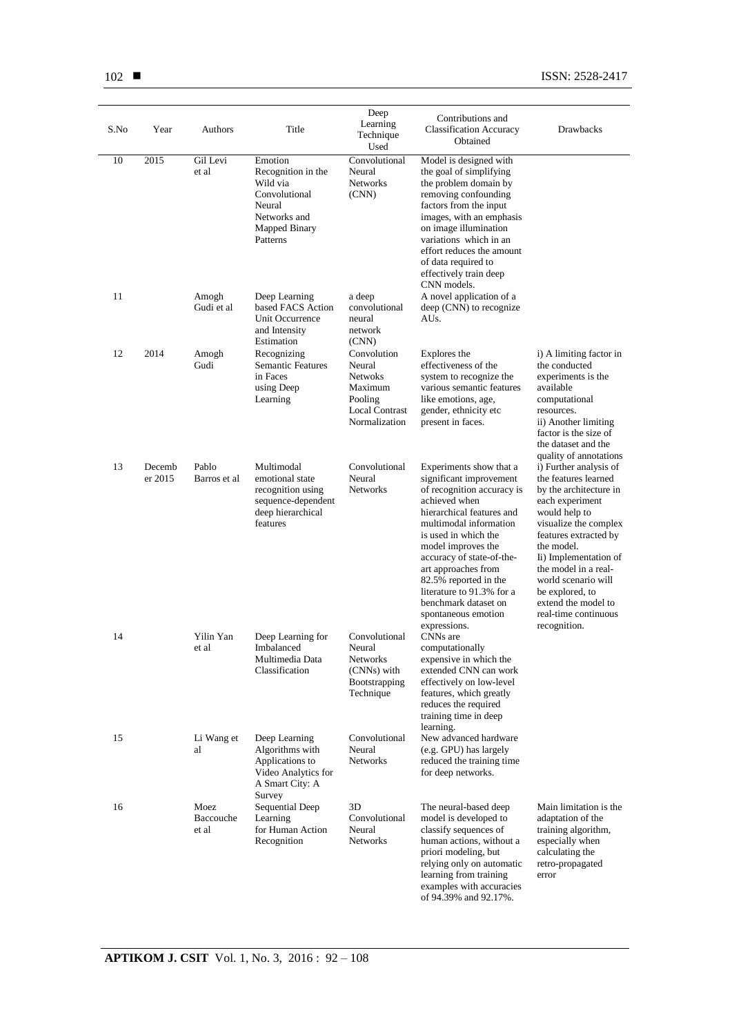| S.No | Year | Authors | Title | Deep Learning Technique Used | Contributions and Classification Accuracy Obtained | Drawbacks |
|---|---|---|---|---|---|---|
| 10 | 2015 | Gil Levi et al | Emotion Recognition in the Wild via Convolutional Neural Networks and Mapped Binary Patterns | Convolutional Neural Networks (CNN) | Model is designed with the goal of simplifying the problem domain by removing confounding factors from the input images, with an emphasis on image illumination variations which in an effort reduces the amount of data required to effectively train deep CNN models. | |
| 11 | | Amogh Gudi et al | Deep Learning based FACS Action Unit Occurrence and Intensity Estimation | a deep convolutional neural network (CNN) | A novel application of a deep (CNN) to recognize AUs. | |
| 12 | 2014 | Amogh Gudi | Recognizing Semantic Features in Faces using Deep Learning | Convolution Neural Netwoks Maximum Pooling Local Contrast Normalization | Explores the effectiveness of the system to recognize the various semantic features like emotions, age, gender, ethnicity etc present in faces. | i) A limiting factor in the conducted experiments is the available computational resources. ii) Another limiting factor is the size of the dataset and the quality of annotations |
| 13 | December 2015 | Pablo Barros et al | Multimodal emotional state recognition using sequence-dependent deep hierarchical features | Convolutional Neural Networks | Experiments show that a significant improvement of recognition accuracy is achieved when hierarchical features and multimodal information is used in which the model improves the accuracy of state-of-the-art approaches from 82.5% reported in the literature to 91.3% for a benchmark dataset on spontaneous emotion expressions. | i) Further analysis of the features learned by the architecture in each experiment would help to visualize the complex features extracted by the model. Ii) Implementation of the model in a real-world scenario will be explored, to extend the model to real-time continuous recognition. |
| 14 | | Yilin Yan et al | Deep Learning for Imbalanced Multimedia Data Classification | Convolutional Neural Networks (CNNs) with Bootstrapping Technique | CNNs are computationally expensive in which the extended CNN can work effectively on low-level features, which greatly reduces the required training time in deep learning. | |
| 15 | | Li Wang et al | Deep Learning Algorithms with Applications to Video Analytics for A Smart City: A Survey | Convolutional Neural Networks | New advanced hardware (e.g. GPU) has largely reduced the training time for deep networks. | |
| 16 | | Moez Baccouche et al | Sequential Deep Learning for Human Action Recognition | 3D Convolutional Neural Networks | The neural-based deep model is developed to classify sequences of human actions, without a priori modeling, but relying only on automatic learning from training examples with accuracies of 94.39% and 92.17%. | Main limitation is the adaptation of the training algorithm, especially when calculating the retro-propagated error |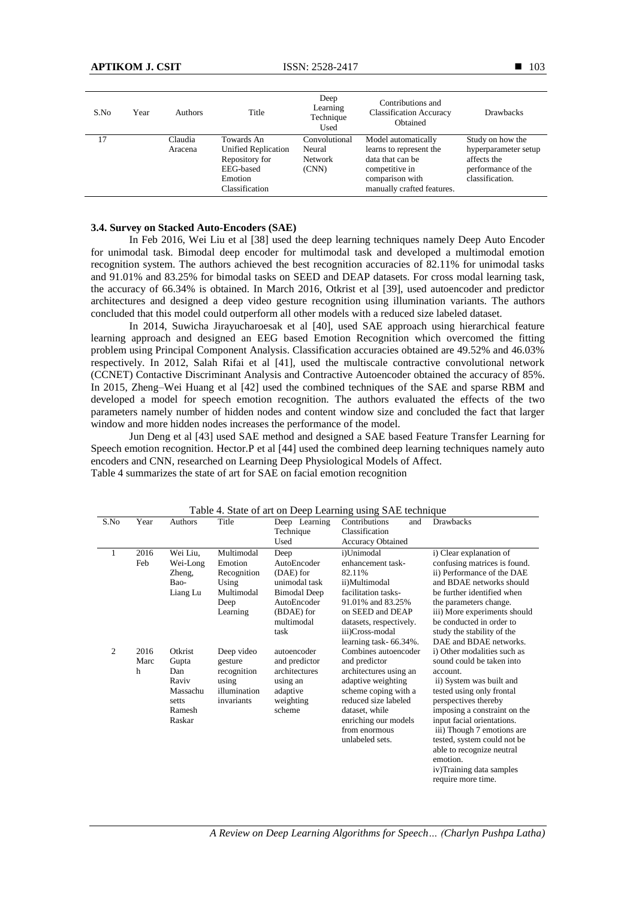| S.No | Year | Authors | Title | Deep Learning Technique Used | Contributions and Classification Accuracy Obtained | Drawbacks |
|---|---|---|---|---|---|---|
| 17 | | Claudia Aracena | Towards An Unified Replication Repository for EEG-based Emotion Classification | Convolutional Neural Network (CNN) | Model automatically learns to represent the data that can be competitive in comparison with manually crafted features. | Study on how the hyperparameter setup affects the performance of the classification. |

### 3.4. Survey on Stacked Auto-Encoders (SAE)

In Feb 2016, Wei Liu et al [38] used the deep learning techniques namely Deep Auto Encoder for unimodal task. Bimodal deep encoder for multimodal task and developed a multimodal emotion recognition system. The authors achieved the best recognition accuracies of 82.11% for unimodal tasks and 91.01% and 83.25% for bimodal tasks on SEED and DEAP datasets. For cross modal learning task, the accuracy of 66.34% is obtained. In March 2016, Otkrist et al [39], used autoencoder and predictor architectures and designed a deep video gesture recognition using illumination variants. The authors concluded that this model could outperform all other models with a reduced size labeled dataset.

In 2014, Suwicha Jirayucharoesak et al [40], used SAE approach using hierarchical feature learning approach and designed an EEG based Emotion Recognition which overcomed the fitting problem using Principal Component Analysis. Classification accuracies obtained are 49.52% and 46.03% respectively. In 2012, Salah Rifai et al [41], used the multiscale contractive convolutional network (CCNET) Contactive Discriminant Analysis and Contractive Autoencoder obtained the accuracy of 85%. In 2015, Zheng–Wei Huang et al [42] used the combined techniques of the SAE and sparse RBM and developed a model for speech emotion recognition. The authors evaluated the effects of the two parameters namely number of hidden nodes and content window size and concluded the fact that larger window and more hidden nodes increases the performance of the model.

Jun Deng et al [43] used SAE method and designed a SAE based Feature Transfer Learning for Speech emotion recognition. Hector.P et al [44] used the combined deep learning techniques namely auto encoders and CNN, researched on Learning Deep Physiological Models of Affect.
Table 4 summarizes the state of art for SAE on facial emotion recognition

Table 4. State of art on Deep Learning using SAE technique

| S.No | Year | Authors | Title | Deep Learning Technique Used | Contributions and Classification Accuracy Obtained | Drawbacks |
|---|---|---|---|---|---|---|
| 1 | 2016 Feb | Wei Liu, Wei-Long Zheng, Bao-Liang Lu | Multimodal Emotion Recognition Using Multimodal Deep Learning | Deep AutoEncoder (DAE) for unimodal task Bimodal Deep AutoEncoder (BDAE) for multimodal task | i)Unimodal enhancement task- 82.11% ii)Multimodal facilitation tasks- 91.01% and 83.25% on SEED and DEAP datasets, respectively. iii)Cross-modal learning task- 66.34%. | i) Clear explanation of confusing matrices is found. ii) Performance of the DAE and BDAE networks should be further identified when the parameters change. iii) More experiments should be conducted in order to study the stability of the DAE and BDAE networks. |
| 2 | 2016 March | Otkrist Gupta Dan Raviv Massachusetts Ramesh Raskar | Deep video gesture recognition using illumination invariants | autoencoder and predictor architectures using an adaptive weighting scheme | Combines autoencoder and predictor architectures using an adaptive weighting scheme coping with a reduced size labeled dataset, while enriching our models from enormous unlabeled sets. | i) Other modalities such as sound could be taken into account. ii) System was built and tested using only frontal perspectives thereby imposing a constraint on the input facial orientations. iii) Though 7 emotions are tested, system could not be able to recognize neutral emotion. iv)Training data samples require more time. |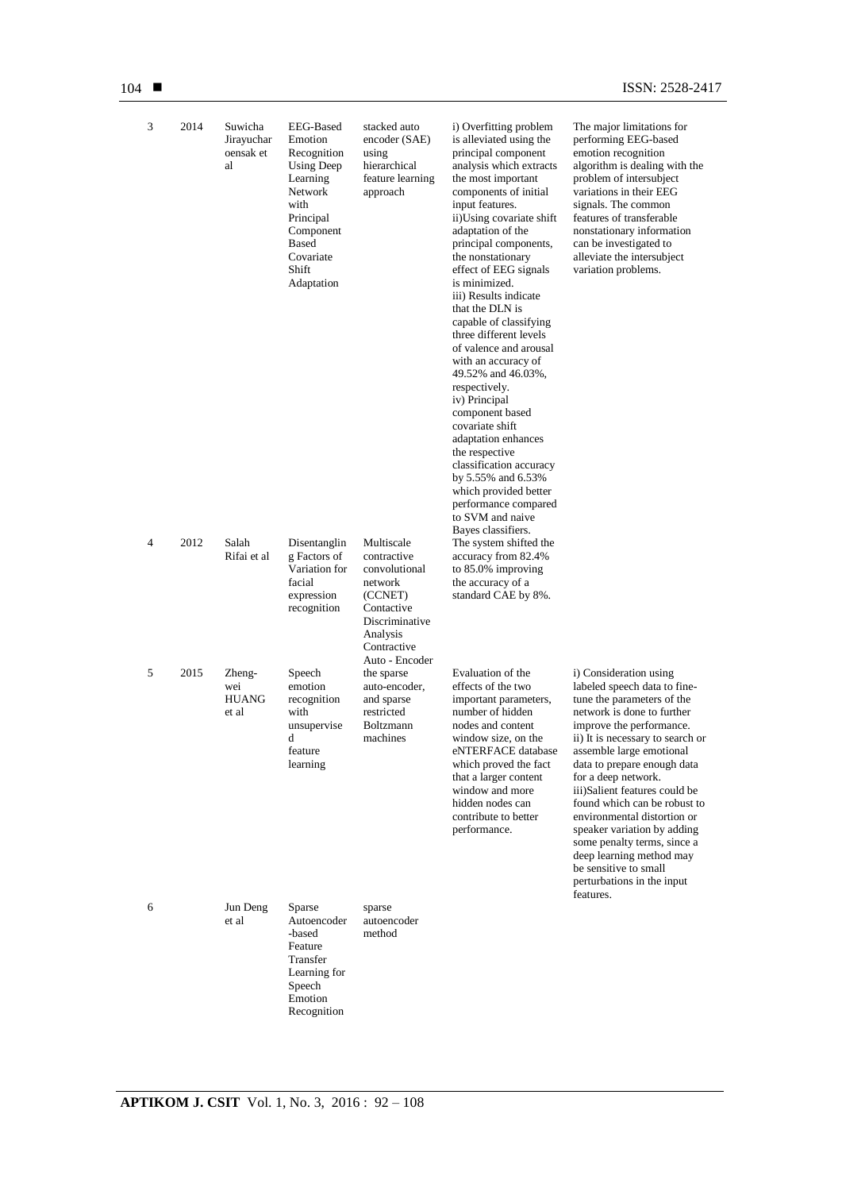| 3 | 2014 | Suwicha Jirayucharoensak et al | EEG-Based Emotion Recognition Using Deep Learning Network with Principal Component Based Covariate Shift Adaptation | stacked auto encoder (SAE) using hierarchical feature learning approach | i) Overfitting problem is alleviated using the principal component analysis which extracts the most important components of initial input features. ii)Using covariate shift adaptation of the principal components, the nonstationary effect of EEG signals is minimized. iii) Results indicate that the DLN is capable of classifying three different levels of valence and arousal with an accuracy of 49.52% and 46.03%, respectively. iv) Principal component based covariate shift adaptation enhances the respective classification accuracy by 5.55% and 6.53% which provided better performance compared to SVM and naive Bayes classifiers. | The major limitations for performing EEG-based emotion recognition algorithm is dealing with the problem of intersubject variations in their EEG signals. The common features of transferable nonstationary information can be investigated to alleviate the intersubject variation problems. |
|---|---|---|---|---|---|---|
| 4 | 2012 | Salah Rifai et al | Disentangling Factors of Variation for facial expression recognition | Multiscale contractive convolutional network (CCNET) Contactive Discriminative Analysis Contractive Auto - Encoder | The system shifted the accuracy from 82.4% to 85.0% improving the accuracy of a standard CAE by 8%. | |
| 5 | 2015 | Zheng-wei HUANG et al | Speech emotion recognition with unsupervised feature learning | the sparse auto-encoder, and sparse restricted Boltzmann machines | Evaluation of the effects of the two important parameters, number of hidden nodes and content window size, on the eNTERFACE database which proved the fact that a larger content window and more hidden nodes can contribute to better performance. | i) Consideration using labeled speech data to fine-tune the parameters of the network is done to further improve the performance. ii) It is necessary to search or assemble large emotional data to prepare enough data for a deep network. iii)Salient features could be found which can be robust to environmental distortion or speaker variation by adding some penalty terms, since a deep learning method may be sensitive to small perturbations in the input features. |
| 6 | | Jun Deng et al | Sparse Autoencoder-based Feature Transfer Learning for Speech Emotion Recognition | sparse autoencoder method | | |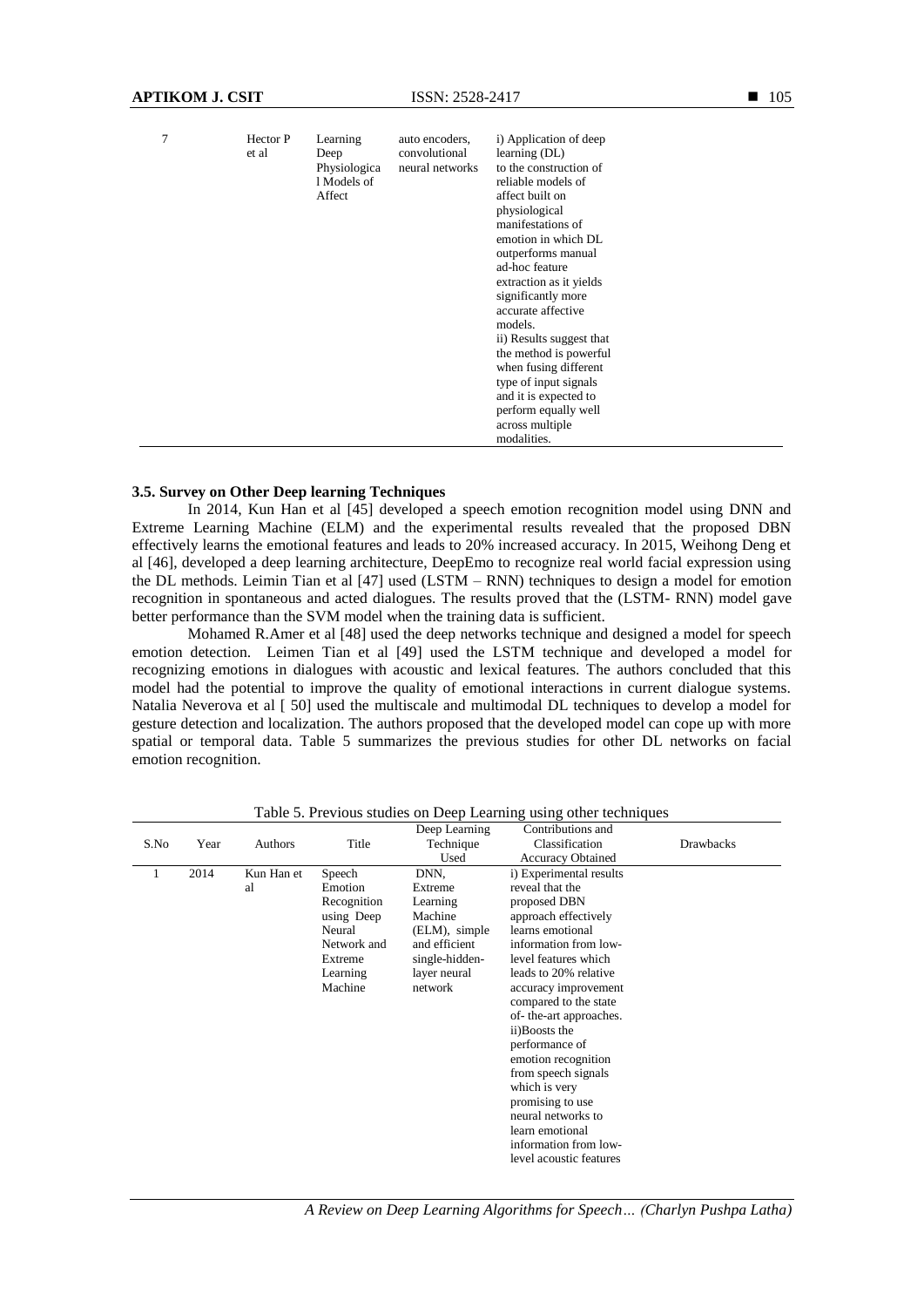| 7 | Hector P et al | Learning Deep Physiological Models of Affect | auto encoders, convolutional neural networks | i) Application of deep learning (DL) to the construction of reliable models of affect built on physiological manifestations of emotion in which DL outperforms manual ad-hoc feature extraction as it yields significantly more accurate affective models. ii) Results suggest that the method is powerful when fusing different type of input signals and it is expected to perform equally well across multiple modalities. |
|---|---|---|---|---|

### 3.5. Survey on Other Deep learning Techniques

In 2014, Kun Han et al [45] developed a speech emotion recognition model using DNN and Extreme Learning Machine (ELM) and the experimental results revealed that the proposed DBN effectively learns the emotional features and leads to 20% increased accuracy. In 2015, Weihong Deng et al [46], developed a deep learning architecture, DeepEmo to recognize real world facial expression using the DL methods. Leimin Tian et al [47] used (LSTM – RNN) techniques to design a model for emotion recognition in spontaneous and acted dialogues. The results proved that the (LSTM- RNN) model gave better performance than the SVM model when the training data is sufficient.

Mohamed R.Amer et al [48] used the deep networks technique and designed a model for speech emotion detection. Leimen Tian et al [49] used the LSTM technique and developed a model for recognizing emotions in dialogues with acoustic and lexical features. The authors concluded that this model had the potential to improve the quality of emotional interactions in current dialogue systems. Natalia Neverova et al [ 50] used the multiscale and multimodal DL techniques to develop a model for gesture detection and localization. The authors proposed that the developed model can cope up with more spatial or temporal data. Table 5 summarizes the previous studies for other DL networks on facial emotion recognition.

Table 5. Previous studies on Deep Learning using other techniques

| S.No | Year | Authors | Title | Deep Learning Technique Used | Contributions and Classification Accuracy Obtained | Drawbacks |
|---|---|---|---|---|---|---|
| 1 | 2014 | Kun Han et al | Speech Emotion Recognition using Deep Neural Network and Extreme Learning Machine | DNN, Extreme Learning Machine (ELM), simple and efficient single-hidden-layer neural network | i) Experimental results reveal that the proposed DBN approach effectively learns emotional information from low-level features which leads to 20% relative accuracy improvement compared to the state of- the-art approaches. ii)Boosts the performance of emotion recognition from speech signals which is very promising to use neural networks to learn emotional information from low-level acoustic features | |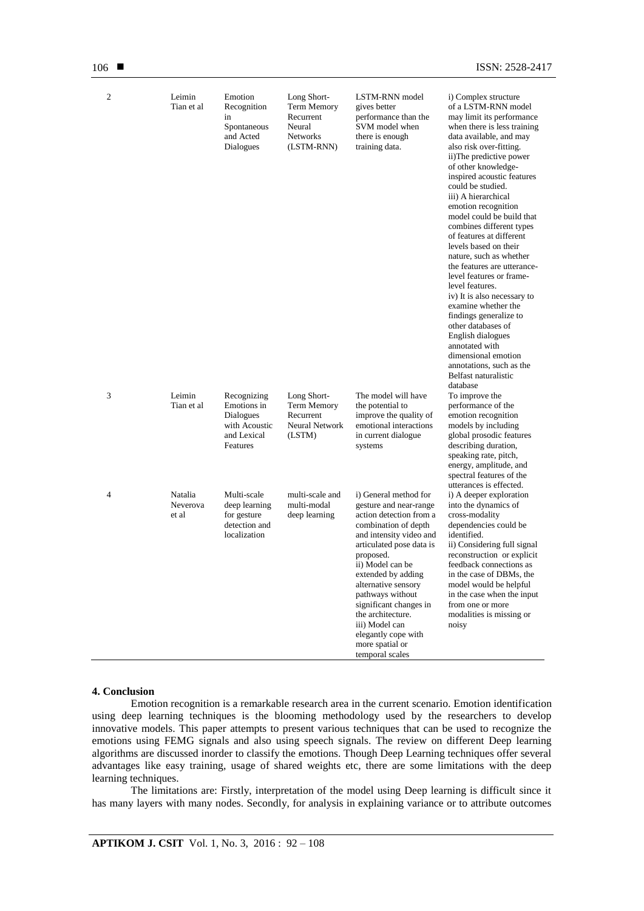| 2 | Leimin Tian et al | Emotion Recognition in Spontaneous and Acted Dialogues | Long Short-Term Memory Recurrent Neural Networks (LSTM-RNN) | LSTM-RNN model gives better performance than the SVM model when there is enough training data. | i) Complex structure of a LSTM-RNN model may limit its performance when there is less training data available, and may also risk over-fitting. ii)The predictive power of other knowledge-inspired acoustic features could be studied. iii) A hierarchical emotion recognition model could be build that combines different types of features at different levels based on their nature, such as whether the features are utterance-level features or frame-level features. iv) It is also necessary to examine whether the findings generalize to other databases of English dialogues annotated with dimensional emotion annotations, such as the Belfast naturalistic database |
|---|---|---|---|---|---|
| 3 | Leimin Tian et al | Recognizing Emotions in Dialogues with Acoustic and Lexical Features | Long Short-Term Memory Recurrent Neural Network (LSTM) | The model will have the potential to improve the quality of emotional interactions in current dialogue systems | To improve the performance of the emotion recognition models by including global prosodic features describing duration, speaking rate, pitch, energy, amplitude, and spectral features of the utterances is effected. |
| 4 | Natalia Neverova et al | Multi-scale deep learning for gesture detection and localization | multi-scale and multi-modal deep learning | i) General method for gesture and near-range action detection from a combination of depth and intensity video and articulated pose data is proposed. ii) Model can be extended by adding alternative sensory pathways without significant changes in the architecture. iii) Model can elegantly cope with more spatial or temporal scales | i) A deeper exploration into the dynamics of cross-modality dependencies could be identified. ii) Considering full signal reconstruction or explicit feedback connections as in the case of DBMs, the model would be helpful in the case when the input from one or more modalities is missing or noisy |

## 4. Conclusion

Emotion recognition is a remarkable research area in the current scenario. Emotion identification using deep learning techniques is the blooming methodology used by the researchers to develop innovative models. This paper attempts to present various techniques that can be used to recognize the emotions using FEMG signals and also using speech signals. The review on different Deep learning algorithms are discussed inorder to classify the emotions. Though Deep Learning techniques offer several advantages like easy training, usage of shared weights etc, there are some limitations with the deep learning techniques.

The limitations are: Firstly, interpretation of the model using Deep learning is difficult since it has many layers with many nodes. Secondly, for analysis in explaining variance or to attribute outcomes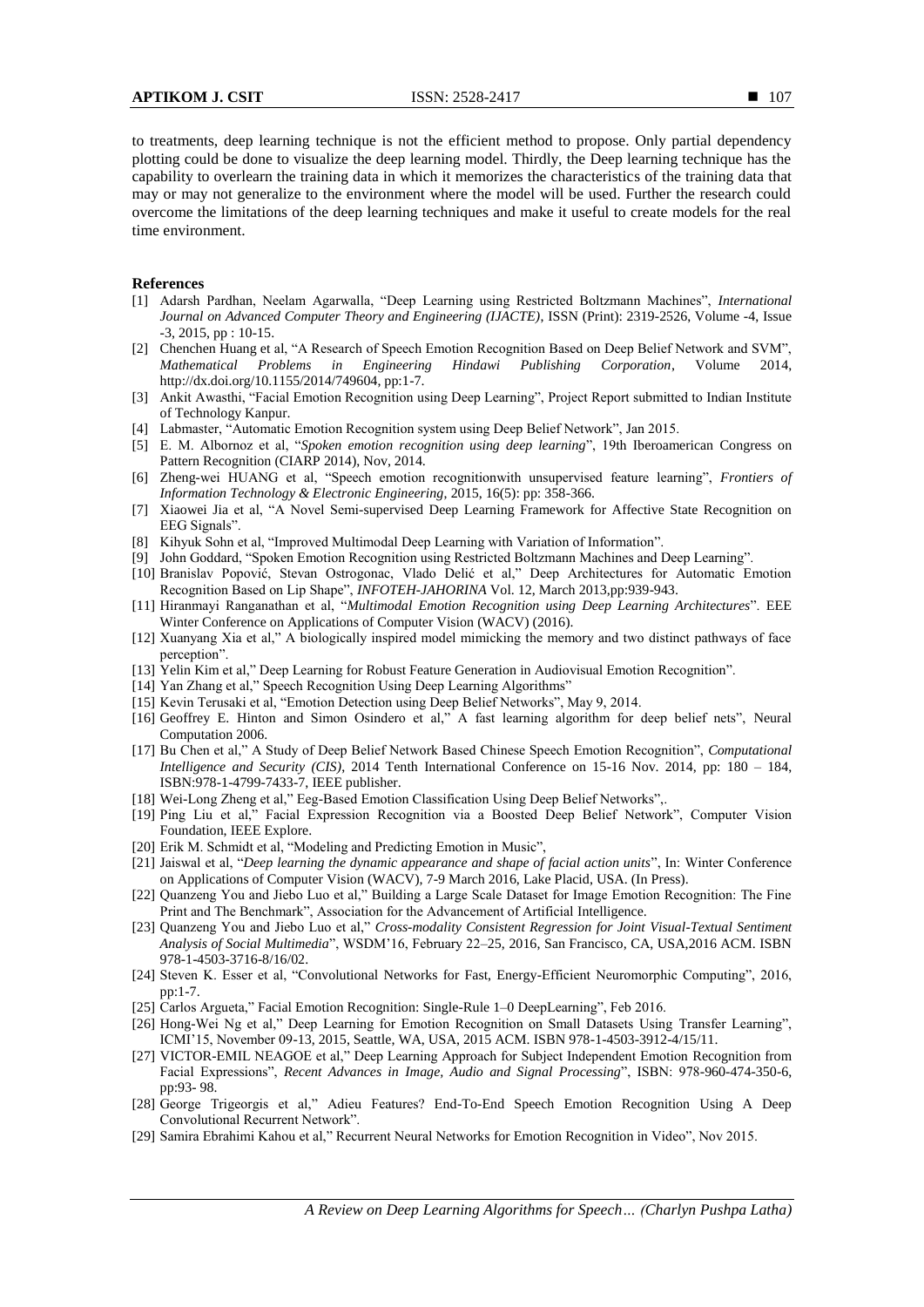to treatments, deep learning technique is not the efficient method to propose. Only partial dependency plotting could be done to visualize the deep learning model. Thirdly, the Deep learning technique has the capability to overlearn the training data in which it memorizes the characteristics of the training data that may or may not generalize to the environment where the model will be used. Further the research could overcome the limitations of the deep learning techniques and make it useful to create models for the real time environment.

**References**

[1] Adarsh Pardhan, Neelam Agarwalla, "Deep Learning using Restricted Boltzmann Machines", *International Journal on Advanced Computer Theory and Engineering (IJACTE)*, ISSN (Print): 2319-2526, Volume -4, Issue -3, 2015, pp : 10-15.

[2] Chenchen Huang et al, "A Research of Speech Emotion Recognition Based on Deep Belief Network and SVM", *Mathematical Problems in Engineering Hindawi Publishing Corporation*, Volume 2014, http://dx.doi.org/10.1155/2014/749604, pp:1-7.

[3] Ankit Awasthi, "Facial Emotion Recognition using Deep Learning", Project Report submitted to Indian Institute of Technology Kanpur.

[4] Labmaster, "Automatic Emotion Recognition system using Deep Belief Network", Jan 2015.

[5] E. M. Albornoz et al, "*Spoken emotion recognition using deep learning*", 19th Iberoamerican Congress on Pattern Recognition (CIARP 2014), Nov, 2014.

[6] Zheng-wei HUANG et al, "Speech emotion recognitionwith unsupervised feature learning", *Frontiers of Information Technology & Electronic Engineering*, 2015, 16(5): pp: 358-366.

[7] Xiaowei Jia et al, "A Novel Semi-supervised Deep Learning Framework for Affective State Recognition on EEG Signals".

[8] Kihyuk Sohn et al, "Improved Multimodal Deep Learning with Variation of Information".

[9] John Goddard, "Spoken Emotion Recognition using Restricted Boltzmann Machines and Deep Learning".

[10] Branislav Popović, Stevan Ostrogonac, Vlado Delić et al," Deep Architectures for Automatic Emotion Recognition Based on Lip Shape", *INFOTEH-JAHORINA* Vol. 12, March 2013,pp:939-943.

[11] Hiranmayi Ranganathan et al, "*Multimodal Emotion Recognition using Deep Learning Architectures*". EEE Winter Conference on Applications of Computer Vision (WACV) (2016).

[12] Xuanyang Xia et al," A biologically inspired model mimicking the memory and two distinct pathways of face perception".

[13] Yelin Kim et al," Deep Learning for Robust Feature Generation in Audiovisual Emotion Recognition".

[14] Yan Zhang et al," Speech Recognition Using Deep Learning Algorithms"

[15] Kevin Terusaki et al, "Emotion Detection using Deep Belief Networks", May 9, 2014.

[16] Geoffrey E. Hinton and Simon Osindero et al," A fast learning algorithm for deep belief nets", Neural Computation 2006.

[17] Bu Chen et al," A Study of Deep Belief Network Based Chinese Speech Emotion Recognition", *Computational Intelligence and Security (CIS)*, 2014 Tenth International Conference on 15-16 Nov. 2014, pp: 180 – 184, ISBN:978-1-4799-7433-7, IEEE publisher.

[18] Wei-Long Zheng et al," Eeg-Based Emotion Classification Using Deep Belief Networks",.

[19] Ping Liu et al," Facial Expression Recognition via a Boosted Deep Belief Network", Computer Vision Foundation, IEEE Explore.

[20] Erik M. Schmidt et al, "Modeling and Predicting Emotion in Music",

[21] Jaiswal et al, "*Deep learning the dynamic appearance and shape of facial action units*", In: Winter Conference on Applications of Computer Vision (WACV), 7-9 March 2016, Lake Placid, USA. (In Press).

[22] Quanzeng You and Jiebo Luo et al," Building a Large Scale Dataset for Image Emotion Recognition: The Fine Print and The Benchmark", Association for the Advancement of Artificial Intelligence.

[23] Quanzeng You and Jiebo Luo et al," *Cross-modality Consistent Regression for Joint Visual-Textual Sentiment Analysis of Social Multimedia*", WSDM'16, February 22–25, 2016, San Francisco, CA, USA,2016 ACM. ISBN 978-1-4503-3716-8/16/02.

[24] Steven K. Esser et al, "Convolutional Networks for Fast, Energy-Efficient Neuromorphic Computing", 2016, pp:1-7.

[25] Carlos Argueta," Facial Emotion Recognition: Single-Rule 1–0 DeepLearning", Feb 2016.

[26] Hong-Wei Ng et al," Deep Learning for Emotion Recognition on Small Datasets Using Transfer Learning", ICMI'15, November 09-13, 2015, Seattle, WA, USA, 2015 ACM. ISBN 978-1-4503-3912-4/15/11.

[27] VICTOR-EMIL NEAGOE et al," Deep Learning Approach for Subject Independent Emotion Recognition from Facial Expressions", *Recent Advances in Image, Audio and Signal Processing*", ISBN: 978-960-474-350-6, pp:93- 98.

[28] George Trigeorgis et al," Adieu Features? End-To-End Speech Emotion Recognition Using A Deep Convolutional Recurrent Network".

[29] Samira Ebrahimi Kahou et al," Recurrent Neural Networks for Emotion Recognition in Video", Nov 2015.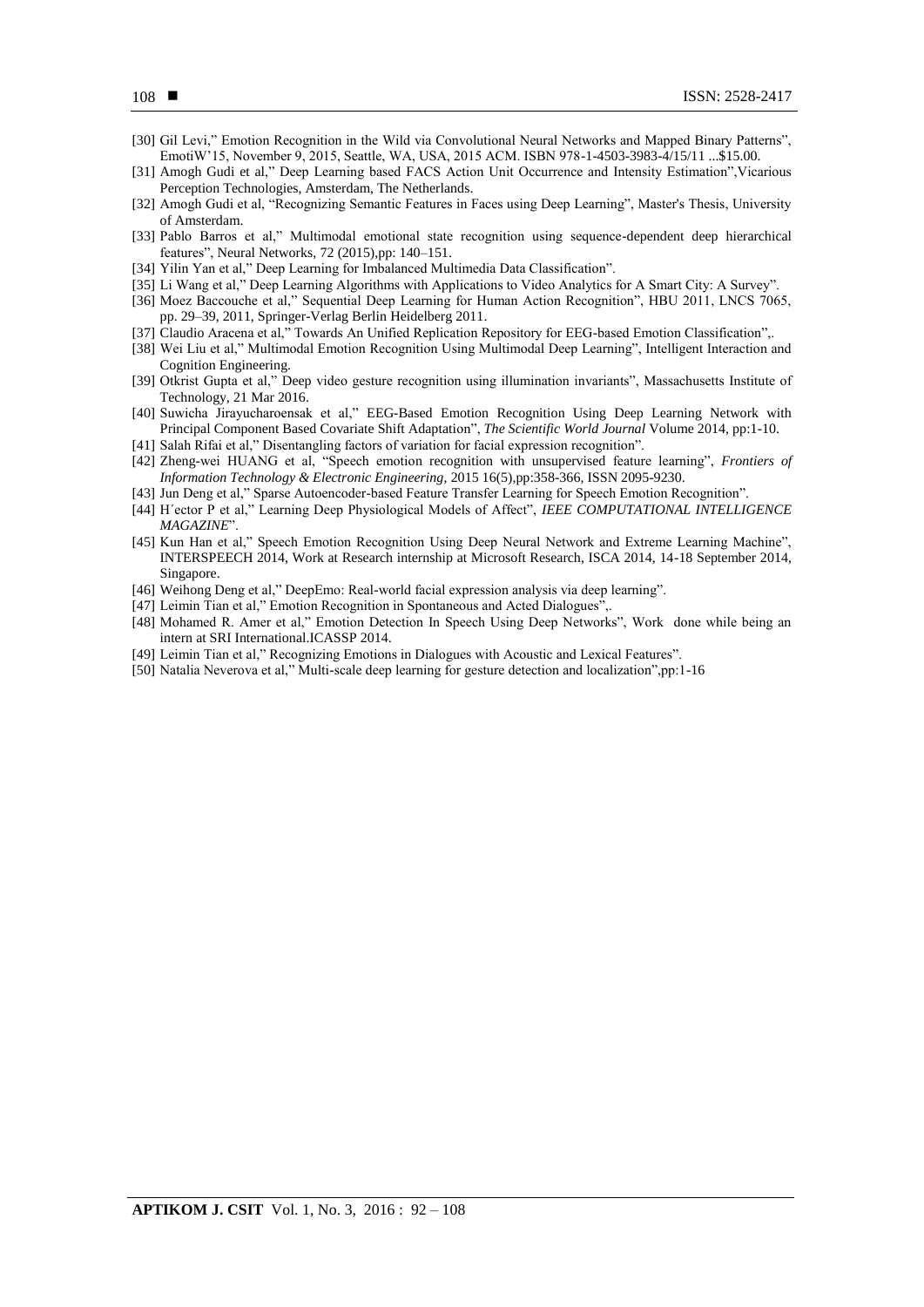[30] Gil Levi," Emotion Recognition in the Wild via Convolutional Neural Networks and Mapped Binary Patterns", EmotiW'15, November 9, 2015, Seattle, WA, USA, 2015 ACM. ISBN 978-1-4503-3983-4/15/11 ...$15.00.

[31] Amogh Gudi et al," Deep Learning based FACS Action Unit Occurrence and Intensity Estimation",Vicarious Perception Technologies, Amsterdam, The Netherlands.

[32] Amogh Gudi et al, "Recognizing Semantic Features in Faces using Deep Learning", Master's Thesis, University of Amsterdam.

[33] Pablo Barros et al," Multimodal emotional state recognition using sequence-dependent deep hierarchical features", Neural Networks, 72 (2015),pp: 140–151.

[34] Yilin Yan et al," Deep Learning for Imbalanced Multimedia Data Classification".

[35] Li Wang et al," Deep Learning Algorithms with Applications to Video Analytics for A Smart City: A Survey".

[36] Moez Baccouche et al," Sequential Deep Learning for Human Action Recognition", HBU 2011, LNCS 7065, pp. 29–39, 2011, Springer-Verlag Berlin Heidelberg 2011.

[37] Claudio Aracena et al," Towards An Unified Replication Repository for EEG-based Emotion Classification",.

[38] Wei Liu et al," Multimodal Emotion Recognition Using Multimodal Deep Learning", Intelligent Interaction and Cognition Engineering.

[39] Otkrist Gupta et al," Deep video gesture recognition using illumination invariants", Massachusetts Institute of Technology, 21 Mar 2016.

[40] Suwicha Jirayucharoensak et al," EEG-Based Emotion Recognition Using Deep Learning Network with Principal Component Based Covariate Shift Adaptation", *The Scientific World Journal* Volume 2014, pp:1-10.

[41] Salah Rifai et al," Disentangling factors of variation for facial expression recognition".

[42] Zheng-wei HUANG et al, "Speech emotion recognition with unsupervised feature learning", *Frontiers of Information Technology & Electronic Engineering*, 2015 16(5),pp:358-366, ISSN 2095-9230.

[43] Jun Deng et al," Sparse Autoencoder-based Feature Transfer Learning for Speech Emotion Recognition".

[44] H´ector P et al," Learning Deep Physiological Models of Affect", *IEEE COMPUTATIONAL INTELLIGENCE MAGAZINE*".

[45] Kun Han et al," Speech Emotion Recognition Using Deep Neural Network and Extreme Learning Machine", INTERSPEECH 2014, Work at Research internship at Microsoft Research, ISCA 2014, 14-18 September 2014, Singapore.

[46] Weihong Deng et al," DeepEmo: Real-world facial expression analysis via deep learning".

[47] Leimin Tian et al," Emotion Recognition in Spontaneous and Acted Dialogues",.

[48] Mohamed R. Amer et al," Emotion Detection In Speech Using Deep Networks", Work done while being an intern at SRI International.ICASSP 2014.

[49] Leimin Tian et al," Recognizing Emotions in Dialogues with Acoustic and Lexical Features".

[50] Natalia Neverova et al," Multi-scale deep learning for gesture detection and localization",pp:1-16